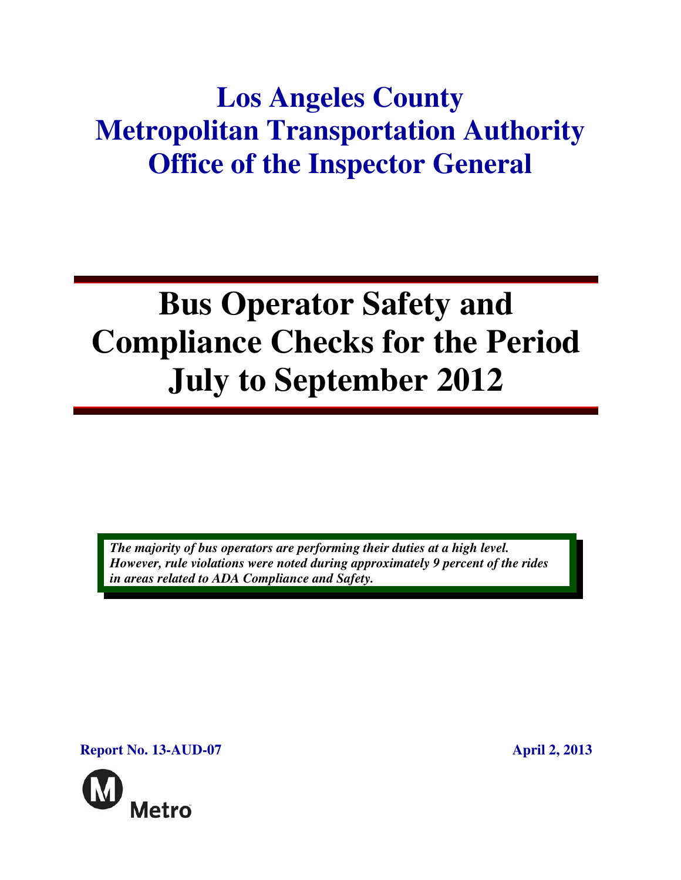# Los Angeles County Metropolitan Transportation Authority Office of the Inspector General

# Bus Operator Safety and Compliance Checks for the Period July to September 2012

***The majority of bus operators are performing their duties at a high level. However, rule violations were noted during approximately 9 percent of the rides in areas related to ADA Compliance and Safety.***

**Report No. 13-AUD-07** **April 2, 2013**

Metro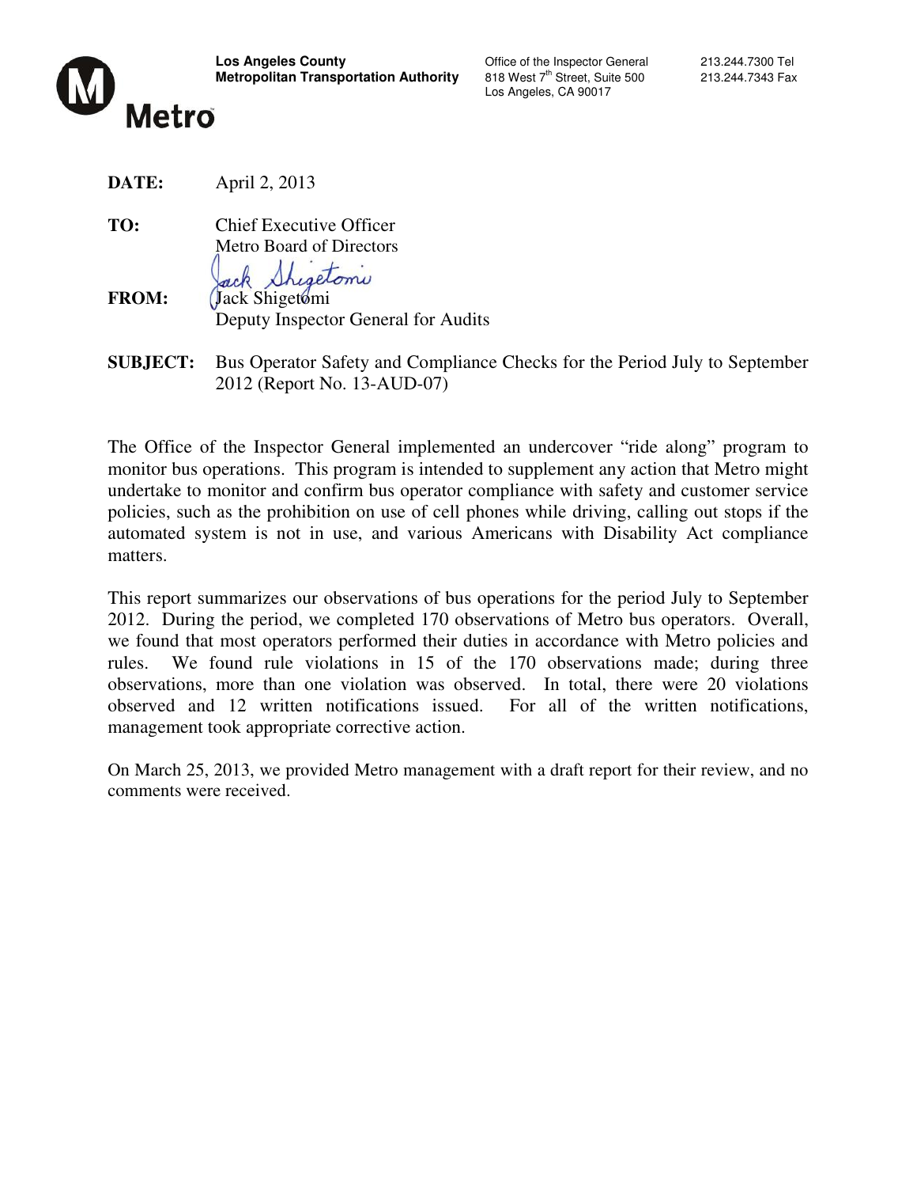**Los Angeles County**
**Metropolitan Transportation Authority**

Office of the Inspector General
818 West 7th Street, Suite 500
Los Angeles, CA 90017

213.244.7300 Tel
213.244.7343 Fax

**DATE:** April 2, 2013

**TO:** Chief Executive Officer
Metro Board of Directors

**FROM:** Jack Shigetomi
Deputy Inspector General for Audits

**SUBJECT:** Bus Operator Safety and Compliance Checks for the Period July to September 2012 (Report No. 13-AUD-07)

The Office of the Inspector General implemented an undercover "ride along" program to monitor bus operations. This program is intended to supplement any action that Metro might undertake to monitor and confirm bus operator compliance with safety and customer service policies, such as the prohibition on use of cell phones while driving, calling out stops if the automated system is not in use, and various Americans with Disability Act compliance matters.

This report summarizes our observations of bus operations for the period July to September 2012. During the period, we completed 170 observations of Metro bus operators. Overall, we found that most operators performed their duties in accordance with Metro policies and rules. We found rule violations in 15 of the 170 observations made; during three observations, more than one violation was observed. In total, there were 20 violations observed and 12 written notifications issued. For all of the written notifications, management took appropriate corrective action.

On March 25, 2013, we provided Metro management with a draft report for their review, and no comments were received.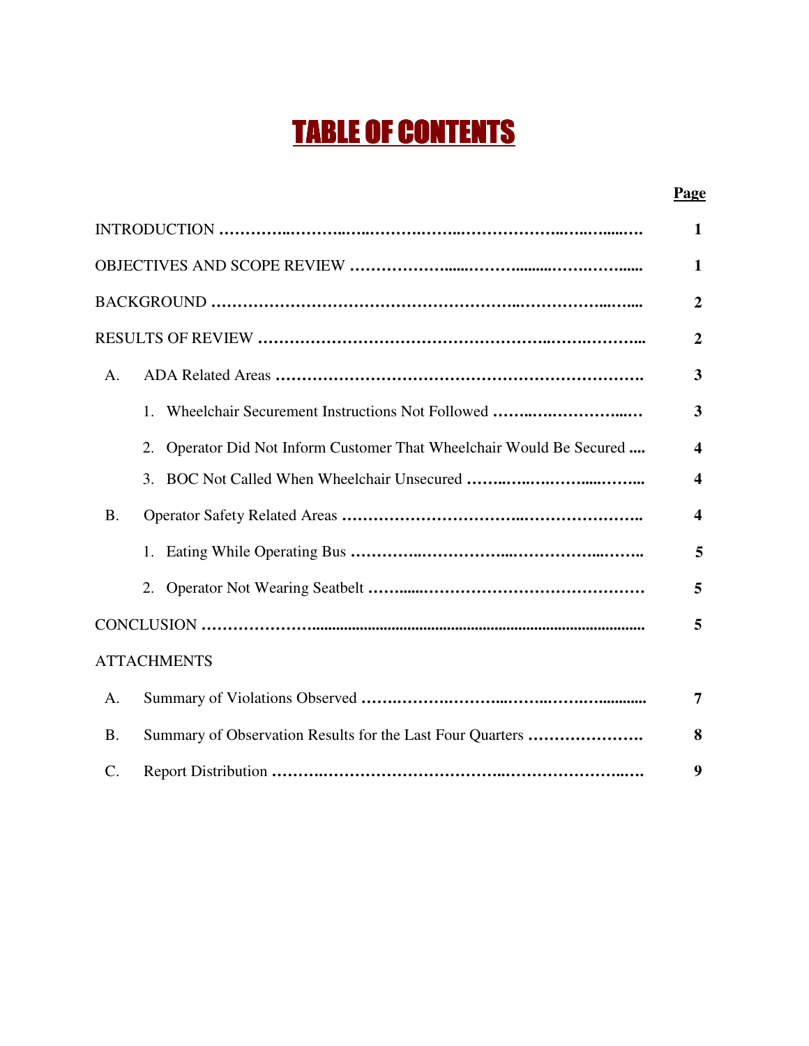# TABLE OF CONTENTS

| | Page |
|---|---|
| INTRODUCTION | 1 |
| OBJECTIVES AND SCOPE REVIEW | 1 |
| BACKGROUND | 2 |
| RESULTS OF REVIEW | 2 |
| A. ADA Related Areas | 3 |
| 1. Wheelchair Securement Instructions Not Followed | 3 |
| 2. Operator Did Not Inform Customer That Wheelchair Would Be Secured | 4 |
| 3. BOC Not Called When Wheelchair Unsecured | 4 |
| B. Operator Safety Related Areas | 4 |
| 1. Eating While Operating Bus | 5 |
| 2. Operator Not Wearing Seatbelt | 5 |
| CONCLUSION | 5 |
| ATTACHMENTS | |
| A. Summary of Violations Observed | 7 |
| B. Summary of Observation Results for the Last Four Quarters | 8 |
| C. Report Distribution | 9 |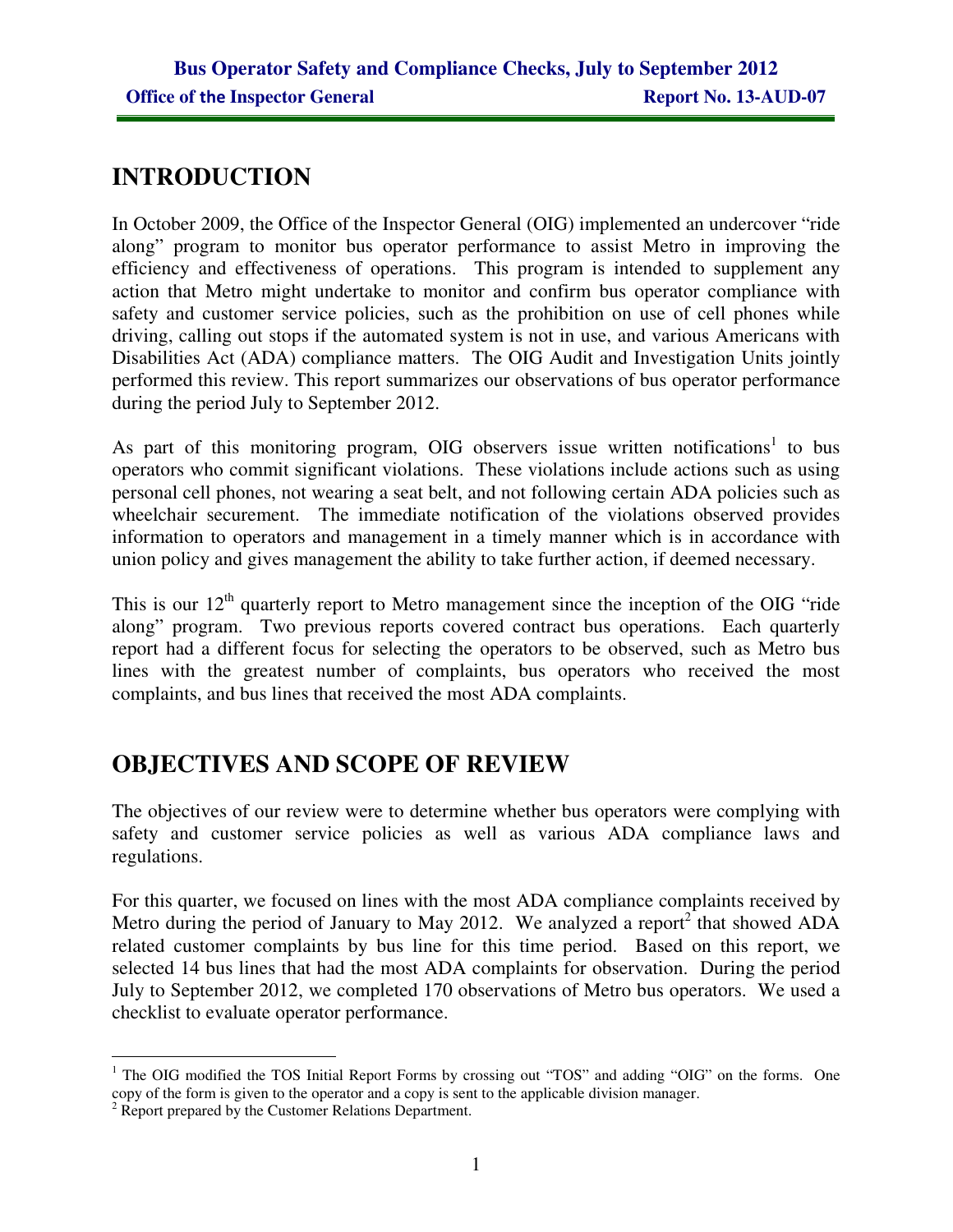## INTRODUCTION

In October 2009, the Office of the Inspector General (OIG) implemented an undercover "ride along" program to monitor bus operator performance to assist Metro in improving the efficiency and effectiveness of operations. This program is intended to supplement any action that Metro might undertake to monitor and confirm bus operator compliance with safety and customer service policies, such as the prohibition on use of cell phones while driving, calling out stops if the automated system is not in use, and various Americans with Disabilities Act (ADA) compliance matters. The OIG Audit and Investigation Units jointly performed this review. This report summarizes our observations of bus operator performance during the period July to September 2012.

As part of this monitoring program, OIG observers issue written notifications[1] to bus operators who commit significant violations. These violations include actions such as using personal cell phones, not wearing a seat belt, and not following certain ADA policies such as wheelchair securement. The immediate notification of the violations observed provides information to operators and management in a timely manner which is in accordance with union policy and gives management the ability to take further action, if deemed necessary.

This is our 12th quarterly report to Metro management since the inception of the OIG "ride along" program. Two previous reports covered contract bus operations. Each quarterly report had a different focus for selecting the operators to be observed, such as Metro bus lines with the greatest number of complaints, bus operators who received the most complaints, and bus lines that received the most ADA complaints.

## OBJECTIVES AND SCOPE OF REVIEW

The objectives of our review were to determine whether bus operators were complying with safety and customer service policies as well as various ADA compliance laws and regulations.

For this quarter, we focused on lines with the most ADA compliance complaints received by Metro during the period of January to May 2012. We analyzed a report[2] that showed ADA related customer complaints by bus line for this time period. Based on this report, we selected 14 bus lines that had the most ADA complaints for observation. During the period July to September 2012, we completed 170 observations of Metro bus operators. We used a checklist to evaluate operator performance.

[1] The OIG modified the TOS Initial Report Forms by crossing out "TOS" and adding "OIG" on the forms. One copy of the form is given to the operator and a copy is sent to the applicable division manager.

[2] Report prepared by the Customer Relations Department.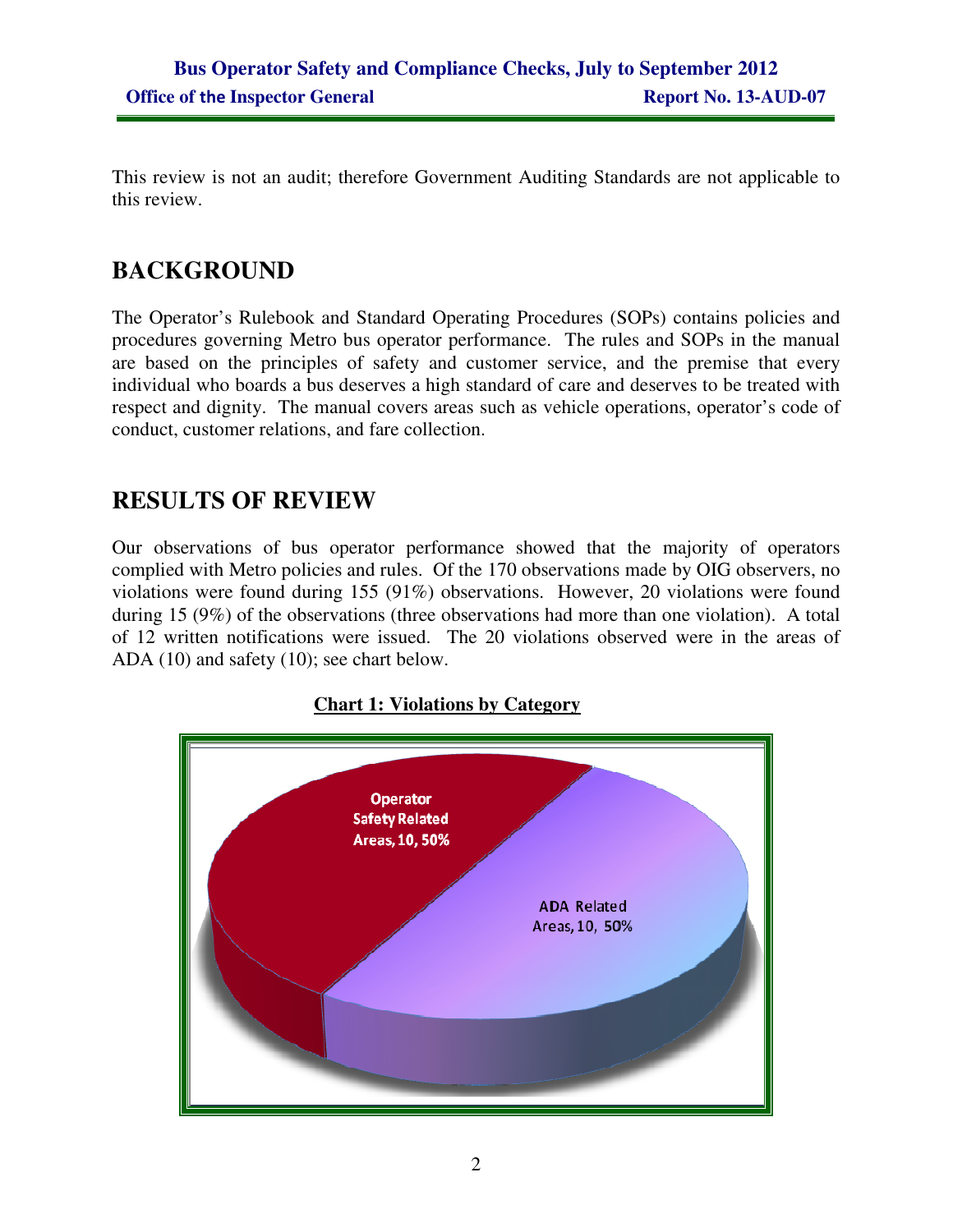This review is not an audit; therefore Government Auditing Standards are not applicable to this review.

## BACKGROUND

The Operator's Rulebook and Standard Operating Procedures (SOPs) contains policies and procedures governing Metro bus operator performance. The rules and SOPs in the manual are based on the principles of safety and customer service, and the premise that every individual who boards a bus deserves a high standard of care and deserves to be treated with respect and dignity. The manual covers areas such as vehicle operations, operator's code of conduct, customer relations, and fare collection.

## RESULTS OF REVIEW

Our observations of bus operator performance showed that the majority of operators complied with Metro policies and rules. Of the 170 observations made by OIG observers, no violations were found during 155 (91%) observations. However, 20 violations were found during 15 (9%) of the observations (three observations had more than one violation). A total of 12 written notifications were issued. The 20 violations observed were in the areas of ADA (10) and safety (10); see chart below.

**Chart 1: Violations by Category**

Operator Safety Related Areas, 10, 50%

ADA Related Areas, 10, 50%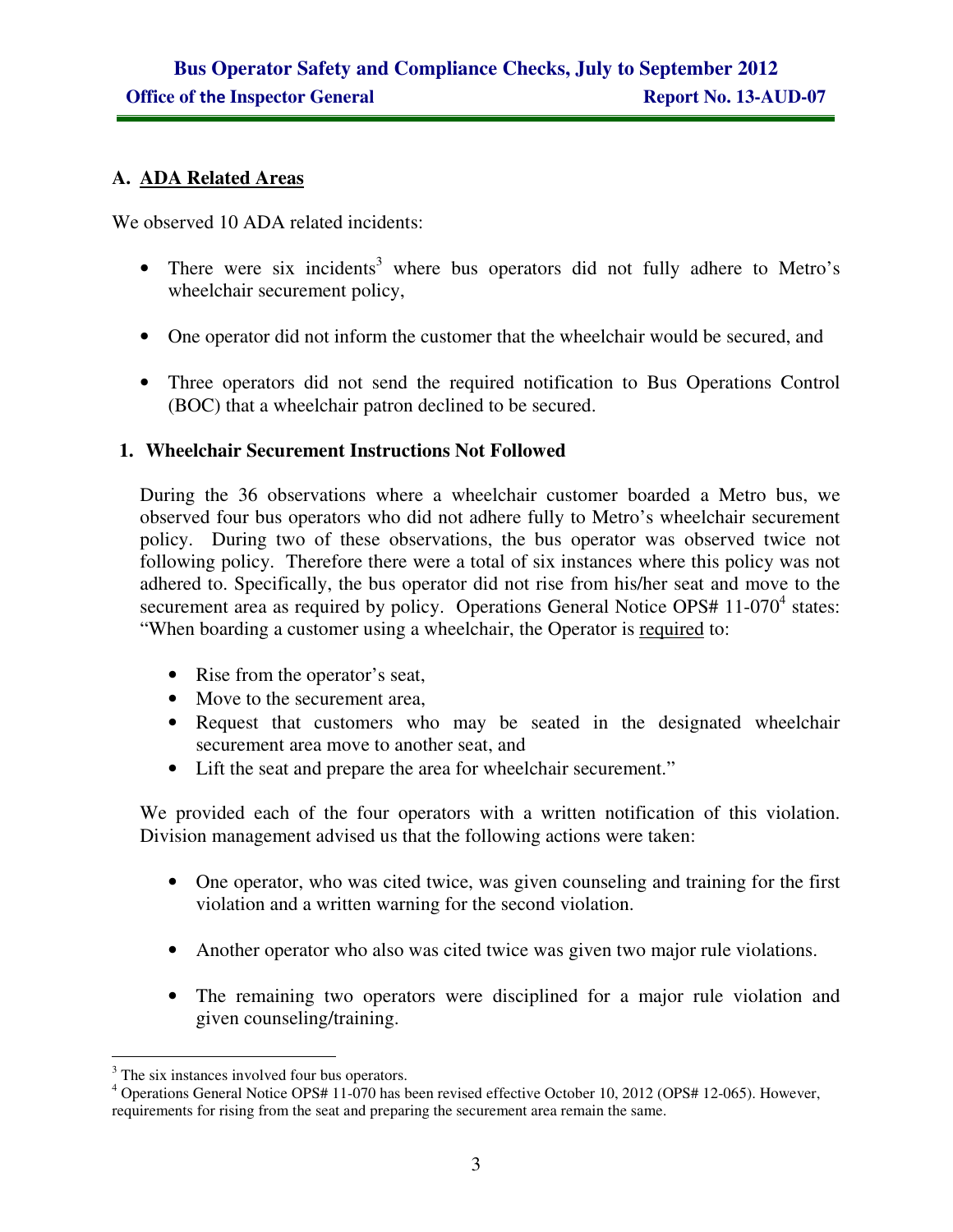## A. ADA Related Areas

We observed 10 ADA related incidents:

- There were six incidents[3] where bus operators did not fully adhere to Metro's wheelchair securement policy,
- One operator did not inform the customer that the wheelchair would be secured, and
- Three operators did not send the required notification to Bus Operations Control (BOC) that a wheelchair patron declined to be secured.

### 1. Wheelchair Securement Instructions Not Followed

During the 36 observations where a wheelchair customer boarded a Metro bus, we observed four bus operators who did not adhere fully to Metro's wheelchair securement policy. During two of these observations, the bus operator was observed twice not following policy. Therefore there were a total of six instances where this policy was not adhered to. Specifically, the bus operator did not rise from his/her seat and move to the securement area as required by policy. Operations General Notice OPS# 11-070[4] states: "When boarding a customer using a wheelchair, the Operator is required to:

- Rise from the operator's seat,
- Move to the securement area,
- Request that customers who may be seated in the designated wheelchair securement area move to another seat, and
- Lift the seat and prepare the area for wheelchair securement."

We provided each of the four operators with a written notification of this violation. Division management advised us that the following actions were taken:

- One operator, who was cited twice, was given counseling and training for the first violation and a written warning for the second violation.
- Another operator who also was cited twice was given two major rule violations.
- The remaining two operators were disciplined for a major rule violation and given counseling/training.

---

[3] The six instances involved four bus operators.

[4] Operations General Notice OPS# 11-070 has been revised effective October 10, 2012 (OPS# 12-065). However, requirements for rising from the seat and preparing the securement area remain the same.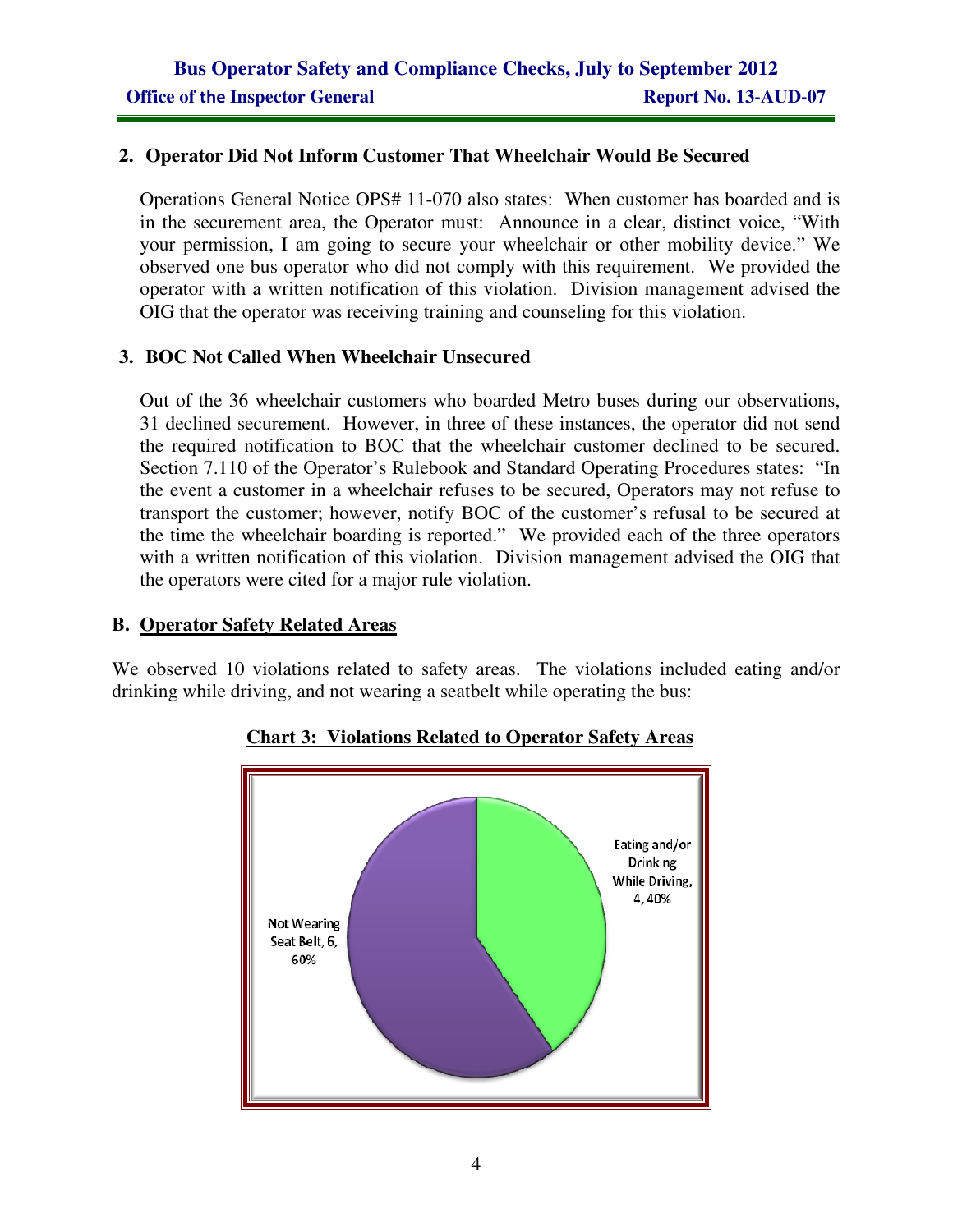**2. Operator Did Not Inform Customer That Wheelchair Would Be Secured**

Operations General Notice OPS# 11-070 also states: When customer has boarded and is in the securement area, the Operator must: Announce in a clear, distinct voice, "With your permission, I am going to secure your wheelchair or other mobility device." We observed one bus operator who did not comply with this requirement. We provided the operator with a written notification of this violation. Division management advised the OIG that the operator was receiving training and counseling for this violation.

**3. BOC Not Called When Wheelchair Unsecured**

Out of the 36 wheelchair customers who boarded Metro buses during our observations, 31 declined securement. However, in three of these instances, the operator did not send the required notification to BOC that the wheelchair customer declined to be secured. Section 7.110 of the Operator's Rulebook and Standard Operating Procedures states: "In the event a customer in a wheelchair refuses to be secured, Operators may not refuse to transport the customer; however, notify BOC of the customer's refusal to be secured at the time the wheelchair boarding is reported." We provided each of the three operators with a written notification of this violation. Division management advised the OIG that the operators were cited for a major rule violation.

**B. Operator Safety Related Areas**

We observed 10 violations related to safety areas. The violations included eating and/or drinking while driving, and not wearing a seatbelt while operating the bus:

**Chart 3: Violations Related to Operator Safety Areas**

| Violation | Count | Percent |
|---|---|---|
| Eating and/or Drinking While Driving | 4 | 40% |
| Not Wearing Seat Belt | 6 | 60% |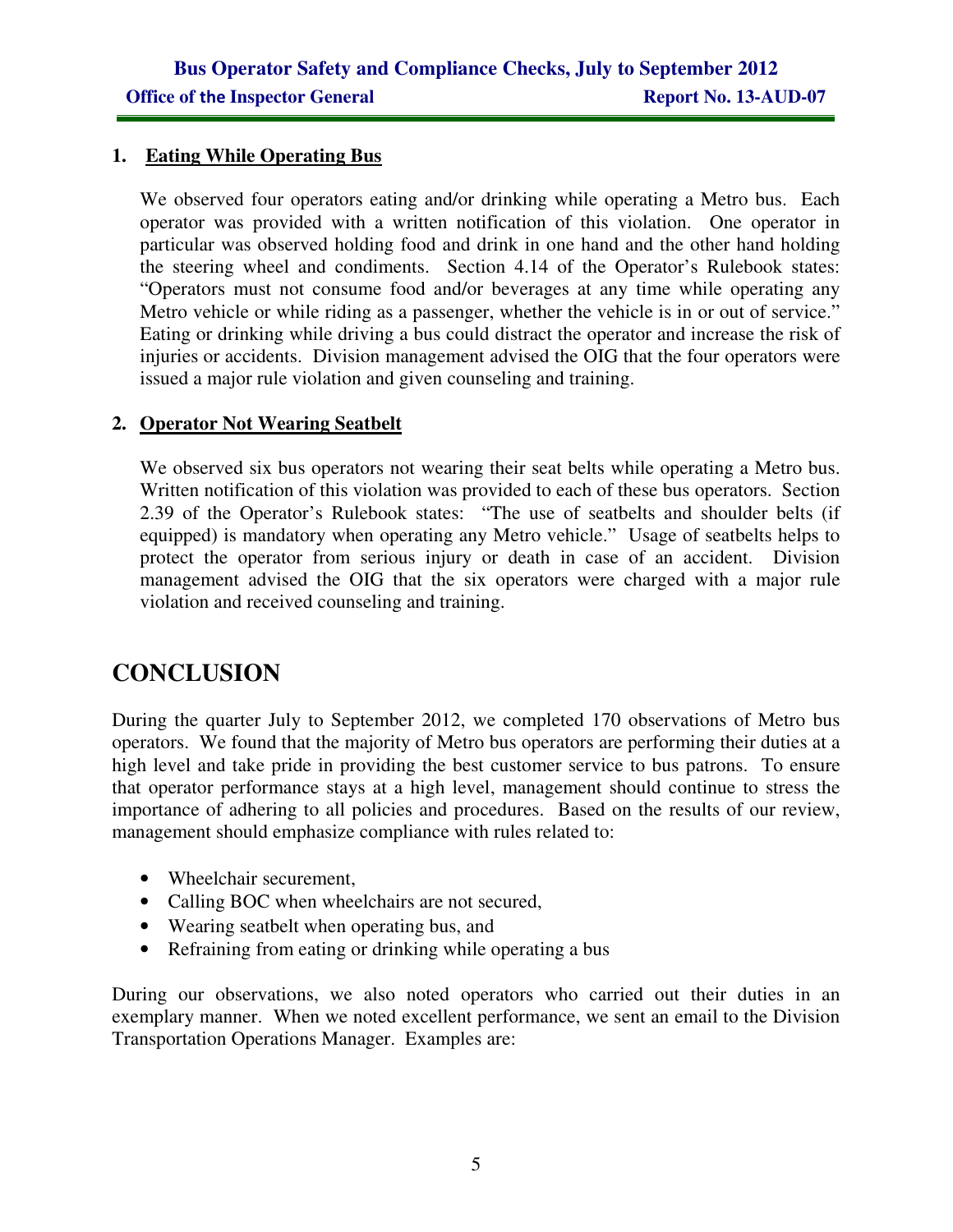1. **Eating While Operating Bus**

   We observed four operators eating and/or drinking while operating a Metro bus. Each operator was provided with a written notification of this violation. One operator in particular was observed holding food and drink in one hand and the other hand holding the steering wheel and condiments. Section 4.14 of the Operator's Rulebook states: "Operators must not consume food and/or beverages at any time while operating any Metro vehicle or while riding as a passenger, whether the vehicle is in or out of service." Eating or drinking while driving a bus could distract the operator and increase the risk of injuries or accidents. Division management advised the OIG that the four operators were issued a major rule violation and given counseling and training.

2. **Operator Not Wearing Seatbelt**

   We observed six bus operators not wearing their seat belts while operating a Metro bus. Written notification of this violation was provided to each of these bus operators. Section 2.39 of the Operator's Rulebook states: "The use of seatbelts and shoulder belts (if equipped) is mandatory when operating any Metro vehicle." Usage of seatbelts helps to protect the operator from serious injury or death in case of an accident. Division management advised the OIG that the six operators were charged with a major rule violation and received counseling and training.

# CONCLUSION

During the quarter July to September 2012, we completed 170 observations of Metro bus operators. We found that the majority of Metro bus operators are performing their duties at a high level and take pride in providing the best customer service to bus patrons. To ensure that operator performance stays at a high level, management should continue to stress the importance of adhering to all policies and procedures. Based on the results of our review, management should emphasize compliance with rules related to:

- Wheelchair securement,
- Calling BOC when wheelchairs are not secured,
- Wearing seatbelt when operating bus, and
- Refraining from eating or drinking while operating a bus

During our observations, we also noted operators who carried out their duties in an exemplary manner. When we noted excellent performance, we sent an email to the Division Transportation Operations Manager. Examples are: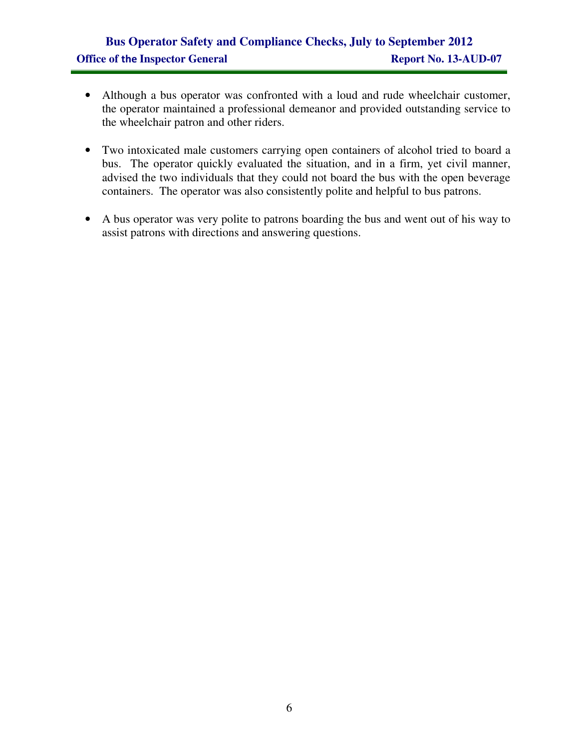- Although a bus operator was confronted with a loud and rude wheelchair customer, the operator maintained a professional demeanor and provided outstanding service to the wheelchair patron and other riders.

- Two intoxicated male customers carrying open containers of alcohol tried to board a bus. The operator quickly evaluated the situation, and in a firm, yet civil manner, advised the two individuals that they could not board the bus with the open beverage containers. The operator was also consistently polite and helpful to bus patrons.

- A bus operator was very polite to patrons boarding the bus and went out of his way to assist patrons with directions and answering questions.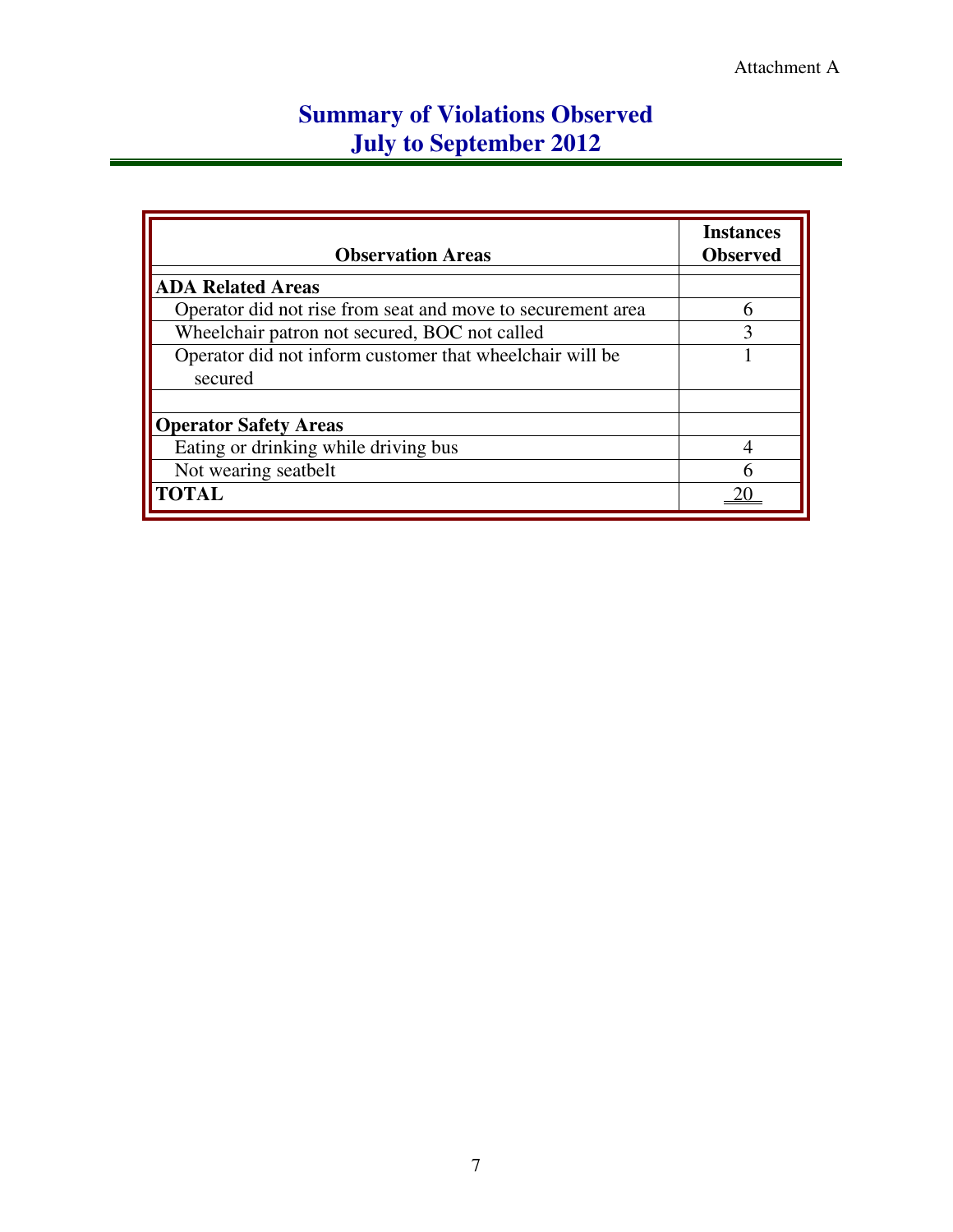Attachment A

# Summary of Violations Observed
# July to September 2012

| Observation Areas | Instances Observed |
|---|---|
| **ADA Related Areas** | |
| Operator did not rise from seat and move to securement area | 6 |
| Wheelchair patron not secured, BOC not called | 3 |
| Operator did not inform customer that wheelchair will be secured | 1 |
| | |
| **Operator Safety Areas** | |
| Eating or drinking while driving bus | 4 |
| Not wearing seatbelt | 6 |
| **TOTAL** | 20 |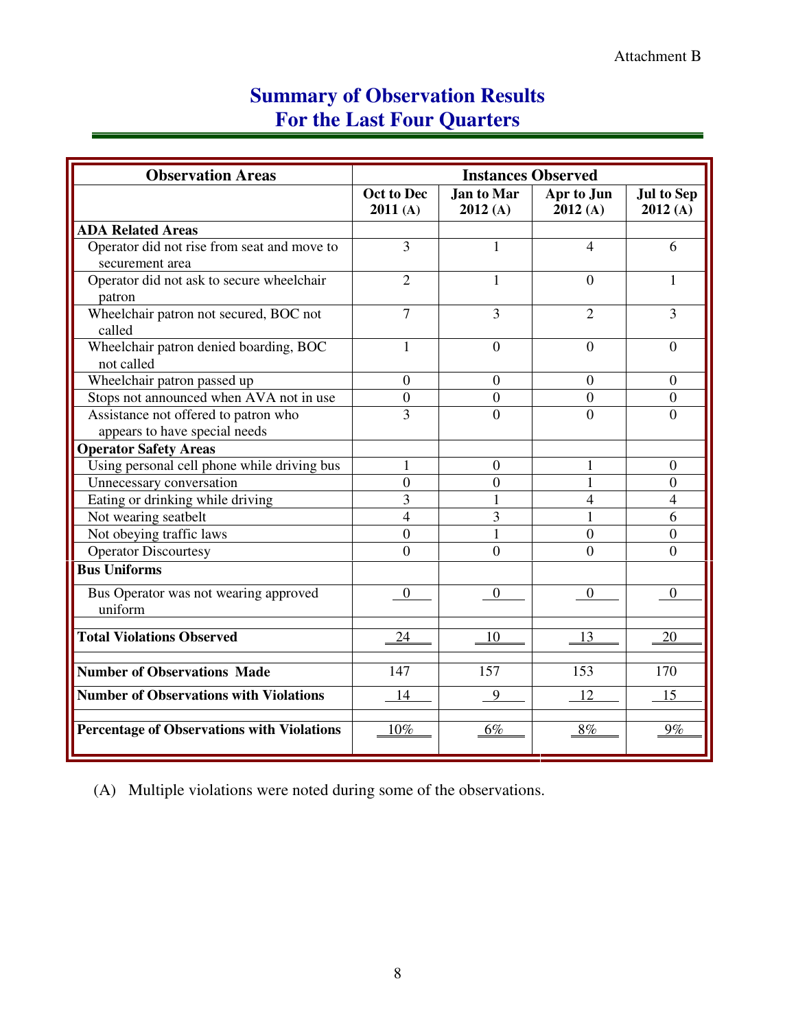Attachment B

# Summary of Observation Results
# For the Last Four Quarters

| Observation Areas | Instances Observed | | | |
|---|---|---|---|---|
| | Oct to Dec 2011 (A) | Jan to Mar 2012 (A) | Apr to Jun 2012 (A) | Jul to Sep 2012 (A) |
| **ADA Related Areas** | | | | |
| Operator did not rise from seat and move to securement area | 3 | 1 | 4 | 6 |
| Operator did not ask to secure wheelchair patron | 2 | 1 | 0 | 1 |
| Wheelchair patron not secured, BOC not called | 7 | 3 | 2 | 3 |
| Wheelchair patron denied boarding, BOC not called | 1 | 0 | 0 | 0 |
| Wheelchair patron passed up | 0 | 0 | 0 | 0 |
| Stops not announced when AVA not in use | 0 | 0 | 0 | 0 |
| Assistance not offered to patron who appears to have special needs | 3 | 0 | 0 | 0 |
| **Operator Safety Areas** | | | | |
| Using personal cell phone while driving bus | 1 | 0 | 1 | 0 |
| Unnecessary conversation | 0 | 0 | 1 | 0 |
| Eating or drinking while driving | 3 | 1 | 4 | 4 |
| Not wearing seatbelt | 4 | 3 | 1 | 6 |
| Not obeying traffic laws | 0 | 1 | 0 | 0 |
| Operator Discourtesy | 0 | 0 | 0 | 0 |
| **Bus Uniforms** | | | | |
| Bus Operator was not wearing approved uniform | 0 | 0 | 0 | 0 |
| **Total Violations Observed** | 24 | 10 | 13 | 20 |
| **Number of Observations Made** | 147 | 157 | 153 | 170 |
| **Number of Observations with Violations** | 14 | 9 | 12 | 15 |
| **Percentage of Observations with Violations** | 10% | 6% | 8% | 9% |

(A) Multiple violations were noted during some of the observations.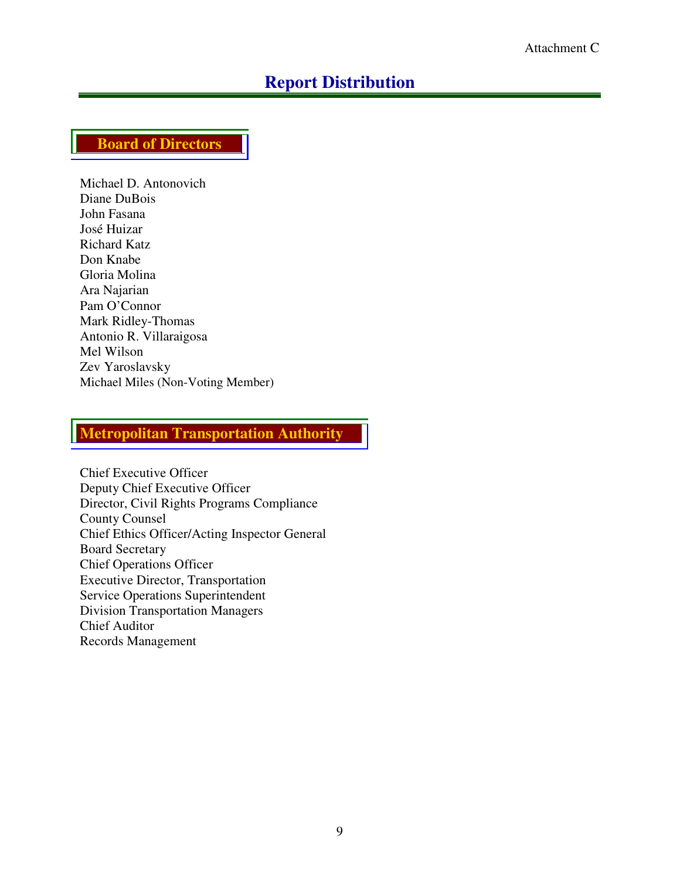Attachment C

# Report Distribution

## Board of Directors

Michael D. Antonovich
Diane DuBois
John Fasana
José Huizar
Richard Katz
Don Knabe
Gloria Molina
Ara Najarian
Pam O'Connor
Mark Ridley-Thomas
Antonio R. Villaraigosa
Mel Wilson
Zev Yaroslavsky
Michael Miles (Non-Voting Member)

## Metropolitan Transportation Authority

Chief Executive Officer
Deputy Chief Executive Officer
Director, Civil Rights Programs Compliance
County Counsel
Chief Ethics Officer/Acting Inspector General
Board Secretary
Chief Operations Officer
Executive Director, Transportation
Service Operations Superintendent
Division Transportation Managers
Chief Auditor
Records Management